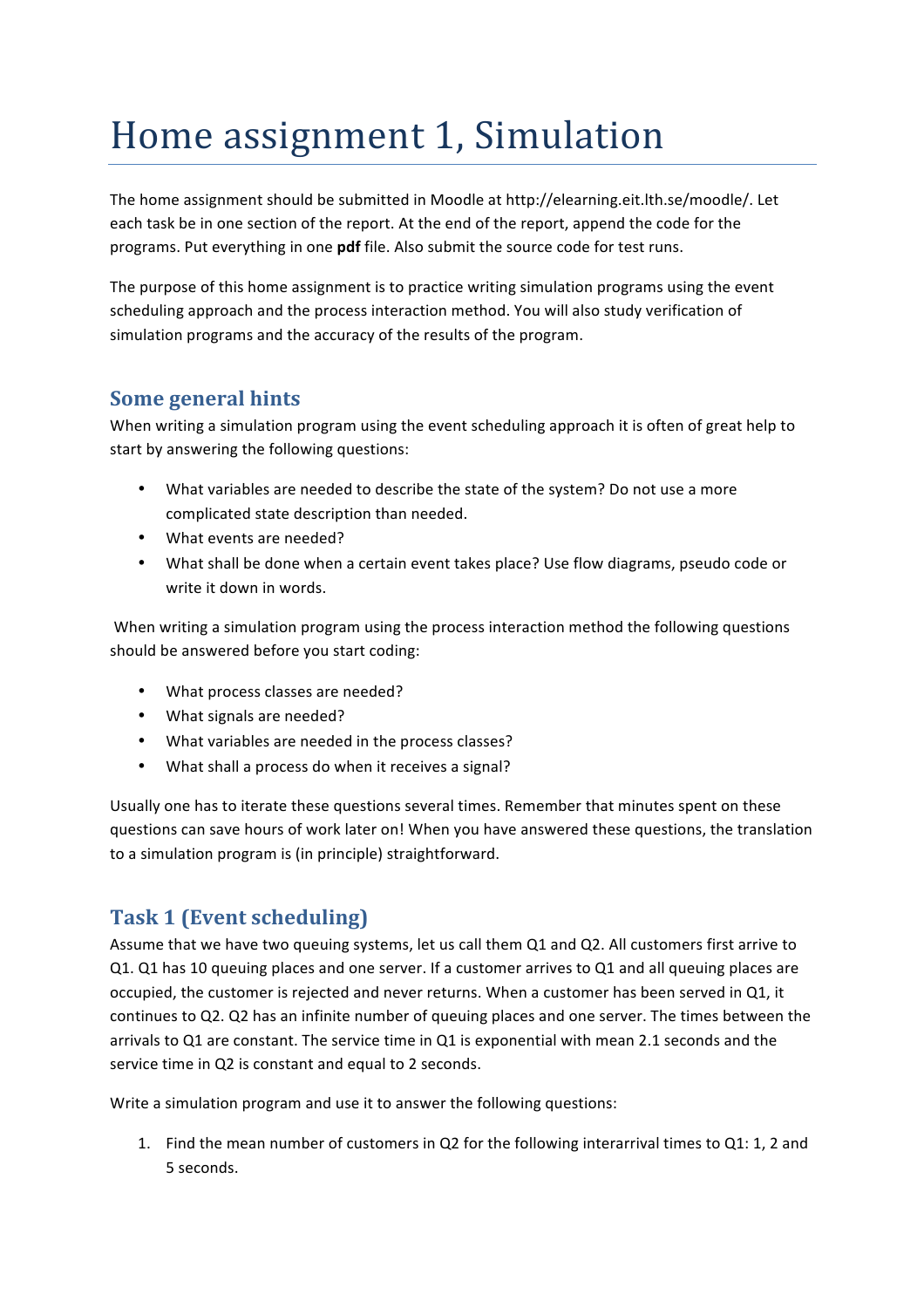# Home assignment 1, Simulation

The home assignment should be submitted in Moodle at http://elearning.eit.lth.se/moodle/. Let each task be in one section of the report. At the end of the report, append the code for the programs. Put everything in one **pdf** file. Also submit the source code for test runs.

The purpose of this home assignment is to practice writing simulation programs using the event scheduling approach and the process interaction method. You will also study verification of simulation programs and the accuracy of the results of the program.

## Some general hints

When writing a simulation program using the event scheduling approach it is often of great help to start by answering the following questions:

- What variables are needed to describe the state of the system? Do not use a more complicated state description than needed.
- What events are needed?
- What shall be done when a certain event takes place? Use flow diagrams, pseudo code or write it down in words.

When writing a simulation program using the process interaction method the following questions should be answered before you start coding:

- What process classes are needed?
- What signals are needed?
- What variables are needed in the process classes?
- What shall a process do when it receives a signal?

Usually one has to iterate these questions several times. Remember that minutes spent on these questions can save hours of work later on! When you have answered these questions, the translation to a simulation program is (in principle) straightforward.

## Task 1 (Event scheduling)

Assume that we have two queuing systems, let us call them Q1 and Q2. All customers first arrive to Q1. Q1 has 10 queuing places and one server. If a customer arrives to Q1 and all queuing places are occupied, the customer is rejected and never returns. When a customer has been served in Q1, it continues to Q2. Q2 has an infinite number of queuing places and one server. The times between the arrivals to Q1 are constant. The service time in Q1 is exponential with mean 2.1 seconds and the service time in Q2 is constant and equal to 2 seconds.

Write a simulation program and use it to answer the following questions:

1. Find the mean number of customers in Q2 for the following interarrival times to Q1: 1, 2 and 5 seconds.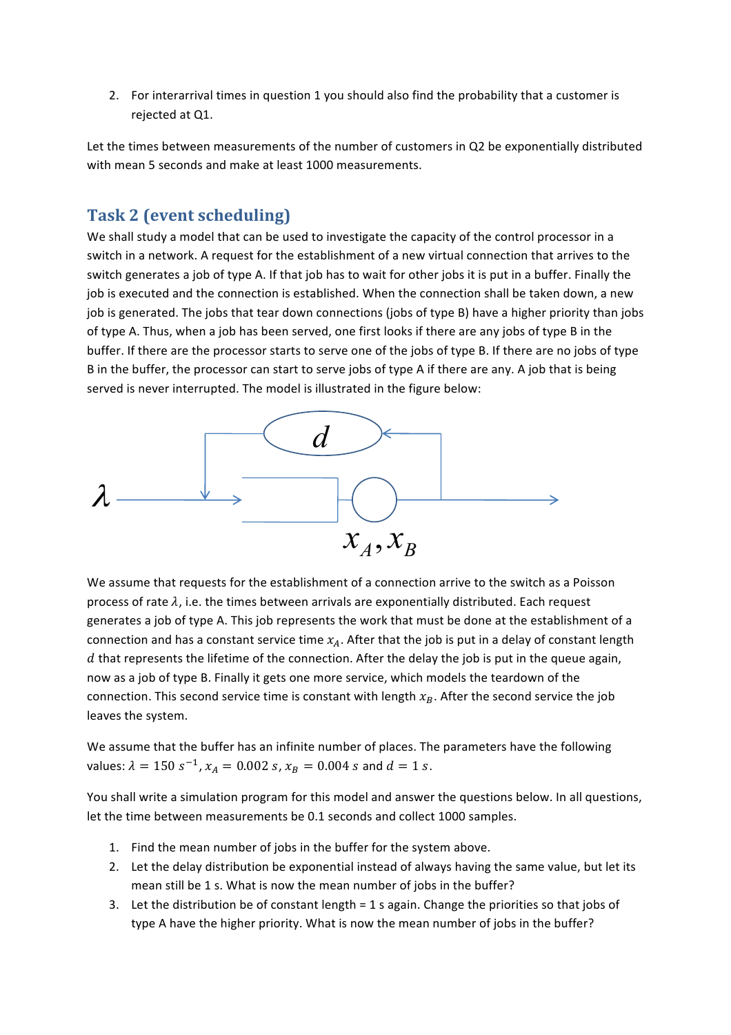2. For interarrival times in question 1 you should also find the probability that a customer is rejected at Q1.

Let the times between measurements of the number of customers in Q2 be exponentially distributed with mean 5 seconds and make at least 1000 measurements.

## Task 2 (event scheduling)

We shall study a model that can be used to investigate the capacity of the control processor in a switch in a network. A request for the establishment of a new virtual connection that arrives to the switch generates a job of type A. If that job has to wait for other jobs it is put in a buffer. Finally the job is executed and the connection is established. When the connection shall be taken down, a new job is generated. The jobs that tear down connections (jobs of type B) have a higher priority than jobs of type A. Thus, when a job has been served, one first looks if there are any jobs of type B in the buffer. If there are the processor starts to serve one of the jobs of type B. If there are no jobs of type B in the buffer, the processor can start to serve jobs of type A if there are any. A job that is being served is never interrupted. The model is illustrated in the figure below:

We assume that requests for the establishment of a connection arrive to the switch as a Poisson process of rate $\lambda$, i.e. the times between arrivals are exponentially distributed. Each request generates a job of type A. This job represents the work that must be done at the establishment of a connection and has a constant service time $x_A$. After that the job is put in a delay of constant length $d$ that represents the lifetime of the connection. After the delay the job is put in the queue again, now as a job of type B. Finally it gets one more service, which models the teardown of the connection. This second service time is constant with length $x_B$. After the second service the job leaves the system.

We assume that the buffer has an infinite number of places. The parameters have the following values: $\lambda = 150\ s^{-1}$, $x_A = 0.002\ s$, $x_B = 0.004\ s$ and $d = 1\ s$.

You shall write a simulation program for this model and answer the questions below. In all questions, let the time between measurements be 0.1 seconds and collect 1000 samples.

1. Find the mean number of jobs in the buffer for the system above.
2. Let the delay distribution be exponential instead of always having the same value, but let its mean still be 1 s. What is now the mean number of jobs in the buffer?
3. Let the distribution be of constant length = 1 s again. Change the priorities so that jobs of type A have the higher priority. What is now the mean number of jobs in the buffer?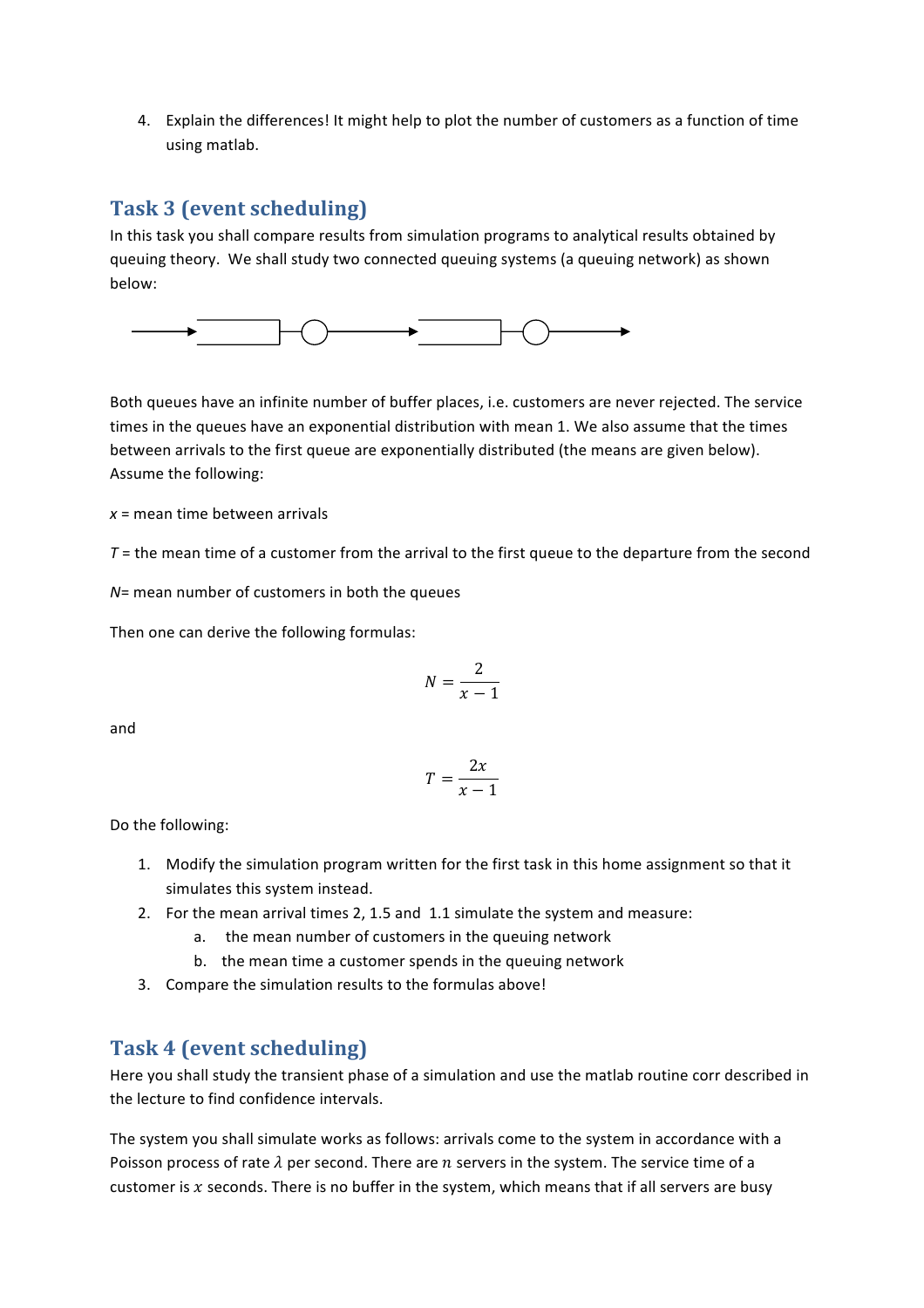4. Explain the differences! It might help to plot the number of customers as a function of time using matlab.

## Task 3 (event scheduling)

In this task you shall compare results from simulation programs to analytical results obtained by queuing theory. We shall study two connected queuing systems (a queuing network) as shown below:

Both queues have an infinite number of buffer places, i.e. customers are never rejected. The service times in the queues have an exponential distribution with mean 1. We also assume that the times between arrivals to the first queue are exponentially distributed (the means are given below). Assume the following:

*x* = mean time between arrivals

*T* = the mean time of a customer from the arrival to the first queue to the departure from the second

*N*= mean number of customers in both the queues

Then one can derive the following formulas:

$$N = \frac{2}{x-1}$$

and

$$T = \frac{2x}{x-1}$$

Do the following:

1. Modify the simulation program written for the first task in this home assignment so that it simulates this system instead.
2. For the mean arrival times 2, 1.5 and 1.1 simulate the system and measure:
   a. the mean number of customers in the queuing network
   b. the mean time a customer spends in the queuing network
3. Compare the simulation results to the formulas above!

## Task 4 (event scheduling)

Here you shall study the transient phase of a simulation and use the matlab routine corr described in the lecture to find confidence intervals.

The system you shall simulate works as follows: arrivals come to the system in accordance with a Poisson process of rate $\lambda$ per second. There are $n$ servers in the system. The service time of a customer is $x$ seconds. There is no buffer in the system, which means that if all servers are busy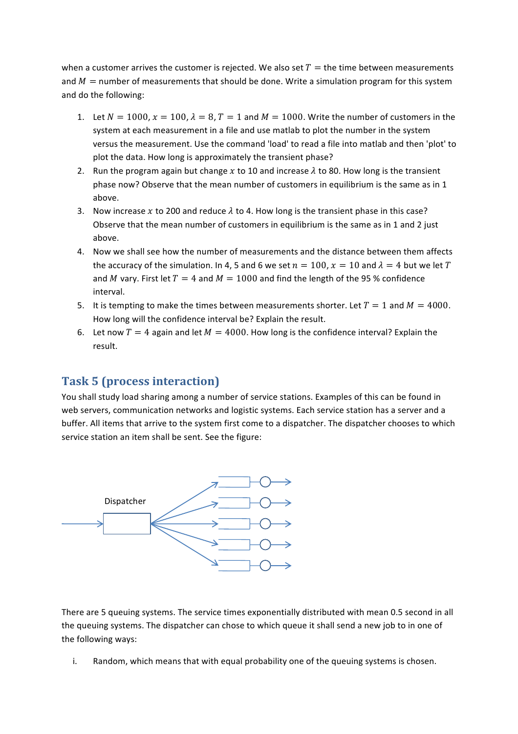when a customer arrives the customer is rejected. We also set $T$ = the time between measurements and $M$ = number of measurements that should be done. Write a simulation program for this system and do the following:

1. Let $N = 1000, x = 100, \lambda = 8, T = 1$ and $M = 1000$. Write the number of customers in the system at each measurement in a file and use matlab to plot the number in the system versus the measurement. Use the command 'load' to read a file into matlab and then 'plot' to plot the data. How long is approximately the transient phase?
2. Run the program again but change $x$ to 10 and increase $\lambda$ to 80. How long is the transient phase now? Observe that the mean number of customers in equilibrium is the same as in 1 above.
3. Now increase $x$ to 200 and reduce $\lambda$ to 4. How long is the transient phase in this case? Observe that the mean number of customers in equilibrium is the same as in 1 and 2 just above.
4. Now we shall see how the number of measurements and the distance between them affects the accuracy of the simulation. In 4, 5 and 6 we set $n = 100, x = 10$ and $\lambda = 4$ but we let $T$ and $M$ vary. First let $T = 4$ and $M = 1000$ and find the length of the 95 % confidence interval.
5. It is tempting to make the times between measurements shorter. Let $T = 1$ and $M = 4000$. How long will the confidence interval be? Explain the result.
6. Let now $T = 4$ again and let $M = 4000$. How long is the confidence interval? Explain the result.

## Task 5 (process interaction)

You shall study load sharing among a number of service stations. Examples of this can be found in web servers, communication networks and logistic systems. Each service station has a server and a buffer. All items that arrive to the system first come to a dispatcher. The dispatcher chooses to which service station an item shall be sent. See the figure:

Dispatcher

There are 5 queuing systems. The service times exponentially distributed with mean 0.5 second in all the queuing systems. The dispatcher can chose to which queue it shall send a new job to in one of the following ways:

i. Random, which means that with equal probability one of the queuing systems is chosen.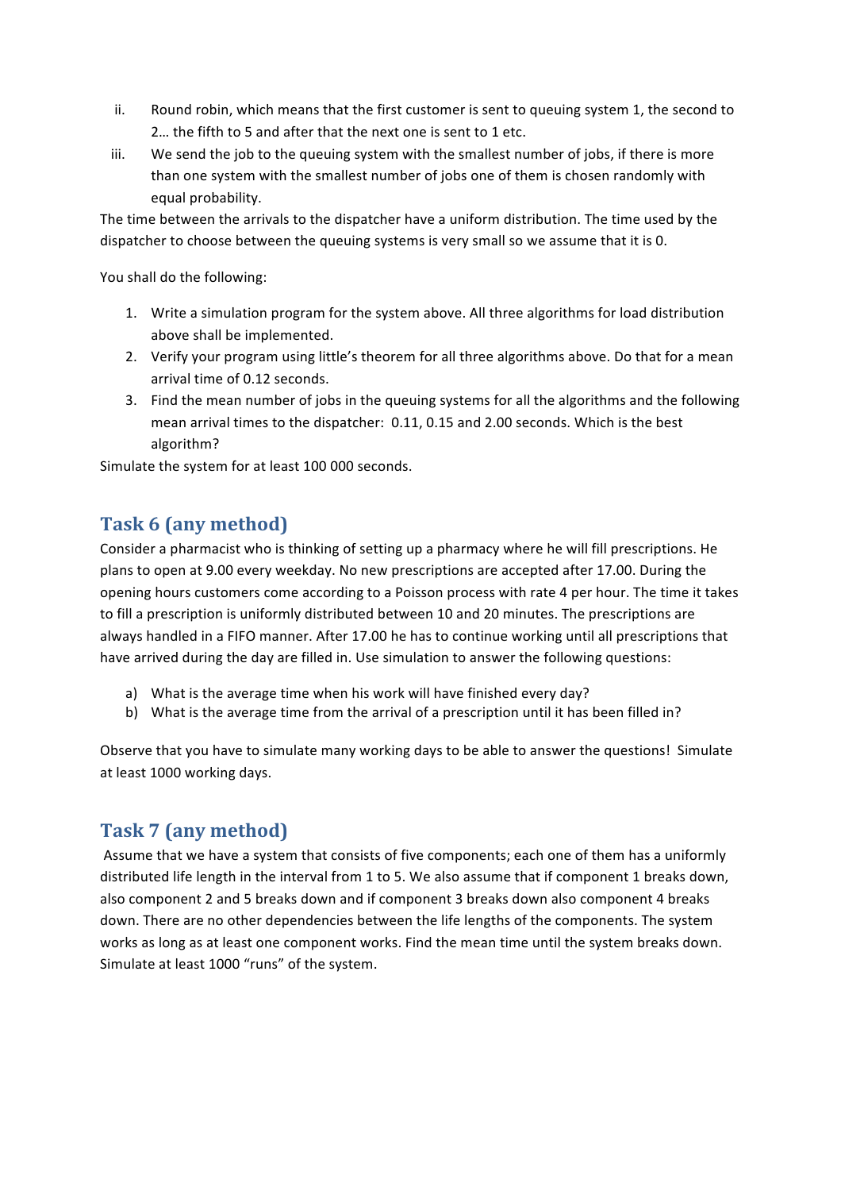ii. Round robin, which means that the first customer is sent to queuing system 1, the second to 2… the fifth to 5 and after that the next one is sent to 1 etc.

iii. We send the job to the queuing system with the smallest number of jobs, if there is more than one system with the smallest number of jobs one of them is chosen randomly with equal probability.

The time between the arrivals to the dispatcher have a uniform distribution. The time used by the dispatcher to choose between the queuing systems is very small so we assume that it is 0.

You shall do the following:

1. Write a simulation program for the system above. All three algorithms for load distribution above shall be implemented.
2. Verify your program using little's theorem for all three algorithms above. Do that for a mean arrival time of 0.12 seconds.
3. Find the mean number of jobs in the queuing systems for all the algorithms and the following mean arrival times to the dispatcher: 0.11, 0.15 and 2.00 seconds. Which is the best algorithm?

Simulate the system for at least 100 000 seconds.

## Task 6 (any method)

Consider a pharmacist who is thinking of setting up a pharmacy where he will fill prescriptions. He plans to open at 9.00 every weekday. No new prescriptions are accepted after 17.00. During the opening hours customers come according to a Poisson process with rate 4 per hour. The time it takes to fill a prescription is uniformly distributed between 10 and 20 minutes. The prescriptions are always handled in a FIFO manner. After 17.00 he has to continue working until all prescriptions that have arrived during the day are filled in. Use simulation to answer the following questions:

a) What is the average time when his work will have finished every day?
b) What is the average time from the arrival of a prescription until it has been filled in?

Observe that you have to simulate many working days to be able to answer the questions! Simulate at least 1000 working days.

## Task 7 (any method)

Assume that we have a system that consists of five components; each one of them has a uniformly distributed life length in the interval from 1 to 5. We also assume that if component 1 breaks down, also component 2 and 5 breaks down and if component 3 breaks down also component 4 breaks down. There are no other dependencies between the life lengths of the components. The system works as long as at least one component works. Find the mean time until the system breaks down. Simulate at least 1000 "runs" of the system.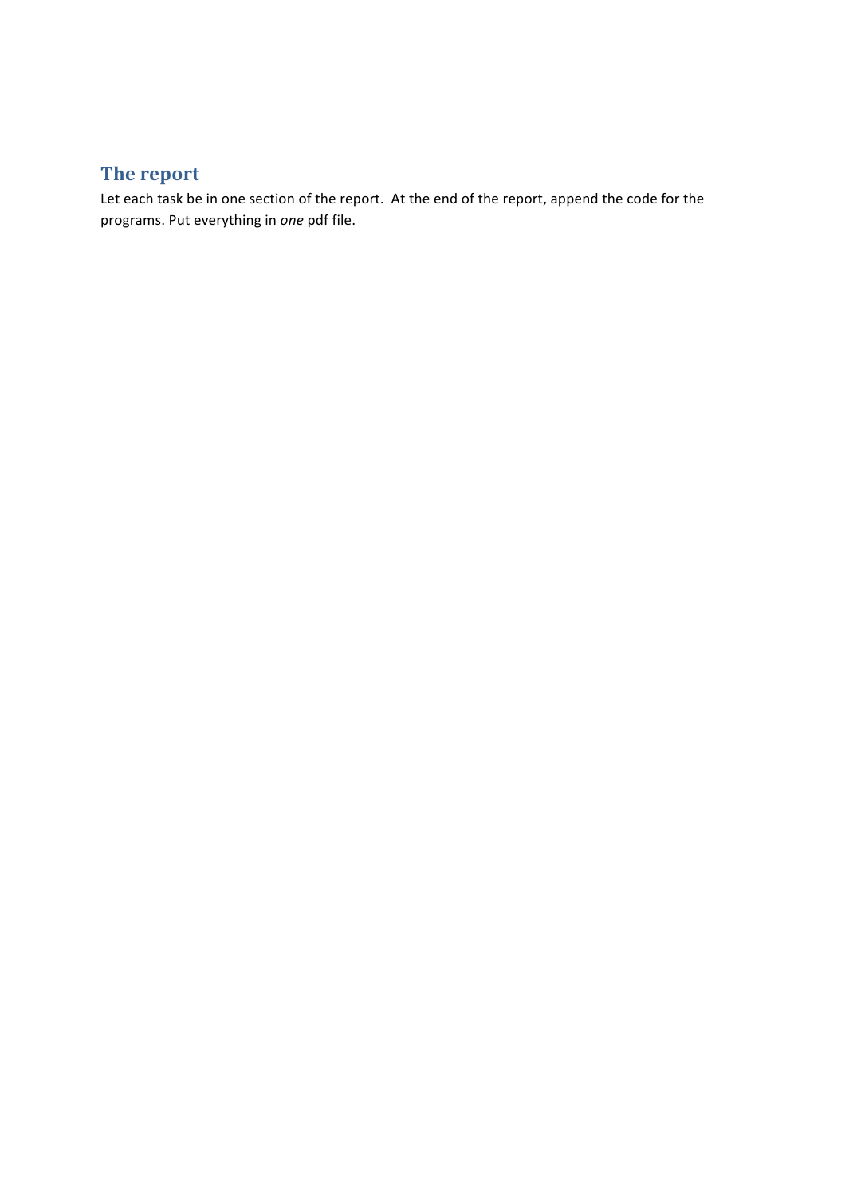## The report

Let each task be in one section of the report. At the end of the report, append the code for the programs. Put everything in *one* pdf file.